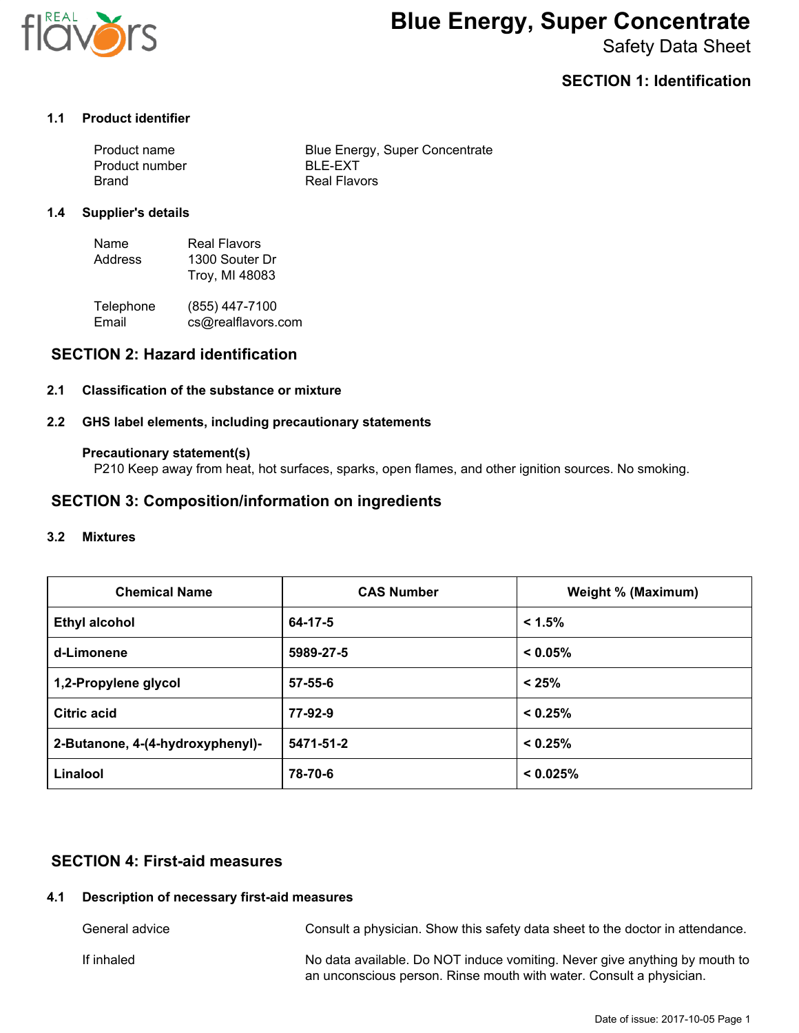# Blue Energy, Super Concentrate

Safety Data Sheet

## SECTION 1: Identification

### 1.1 Product identifier

| | |
|---|---|
| Product name | Blue Energy, Super Concentrate |
| Product number | BLE-EXT |
| Brand | Real Flavors |

### 1.4 Supplier's details

| | |
|---|---|
| Name | Real Flavors |
| Address | 1300 Souter Dr<br>Troy, MI 48083 |
| Telephone | (855) 447-7100 |
| Email | cs@realflavors.com |

## SECTION 2: Hazard identification

### 2.1 Classification of the substance or mixture

### 2.2 GHS label elements, including precautionary statements

**Precautionary statement(s)**

P210 Keep away from heat, hot surfaces, sparks, open flames, and other ignition sources. No smoking.

## SECTION 3: Composition/information on ingredients

### 3.2 Mixtures

| Chemical Name | CAS Number | Weight % (Maximum) |
|---|---|---|
| **Ethyl alcohol** | **64-17-5** | **< 1.5%** |
| **d-Limonene** | **5989-27-5** | **< 0.05%** |
| **1,2-Propylene glycol** | **57-55-6** | **< 25%** |
| **Citric acid** | **77-92-9** | **< 0.25%** |
| **2-Butanone, 4-(4-hydroxyphenyl)-** | **5471-51-2** | **< 0.25%** |
| **Linalool** | **78-70-6** | **< 0.025%** |

## SECTION 4: First-aid measures

### 4.1 Description of necessary first-aid measures

| | |
|---|---|
| General advice | Consult a physician. Show this safety data sheet to the doctor in attendance. |
| If inhaled | No data available. Do NOT induce vomiting. Never give anything by mouth to an unconscious person. Rinse mouth with water. Consult a physician. |

Date of issue: 2017-10-05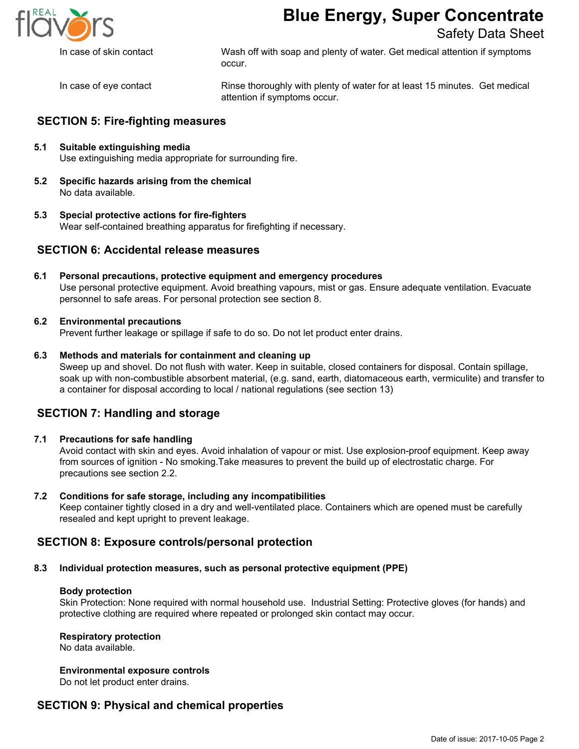In case of skin contact — Wash off with soap and plenty of water. Get medical attention if symptoms occur.

In case of eye contact — Rinse thoroughly with plenty of water for at least 15 minutes. Get medical attention if symptoms occur.

## SECTION 5: Fire-fighting measures

**5.1 Suitable extinguishing media**
Use extinguishing media appropriate for surrounding fire.

**5.2 Specific hazards arising from the chemical**
No data available.

**5.3 Special protective actions for fire-fighters**
Wear self-contained breathing apparatus for firefighting if necessary.

## SECTION 6: Accidental release measures

**6.1 Personal precautions, protective equipment and emergency procedures**
Use personal protective equipment. Avoid breathing vapours, mist or gas. Ensure adequate ventilation. Evacuate personnel to safe areas. For personal protection see section 8.

**6.2 Environmental precautions**
Prevent further leakage or spillage if safe to do so. Do not let product enter drains.

**6.3 Methods and materials for containment and cleaning up**
Sweep up and shovel. Do not flush with water. Keep in suitable, closed containers for disposal. Contain spillage, soak up with non-combustible absorbent material, (e.g. sand, earth, diatomaceous earth, vermiculite) and transfer to a container for disposal according to local / national regulations (see section 13)

## SECTION 7: Handling and storage

**7.1 Precautions for safe handling**
Avoid contact with skin and eyes. Avoid inhalation of vapour or mist. Use explosion-proof equipment. Keep away from sources of ignition - No smoking.Take measures to prevent the build up of electrostatic charge. For precautions see section 2.2.

**7.2 Conditions for safe storage, including any incompatibilities**
Keep container tightly closed in a dry and well-ventilated place. Containers which are opened must be carefully resealed and kept upright to prevent leakage.

## SECTION 8: Exposure controls/personal protection

**8.3 Individual protection measures, such as personal protective equipment (PPE)**

**Body protection**
Skin Protection: None required with normal household use. Industrial Setting: Protective gloves (for hands) and protective clothing are required where repeated or prolonged skin contact may occur.

**Respiratory protection**
No data available.

**Environmental exposure controls**
Do not let product enter drains.

## SECTION 9: Physical and chemical properties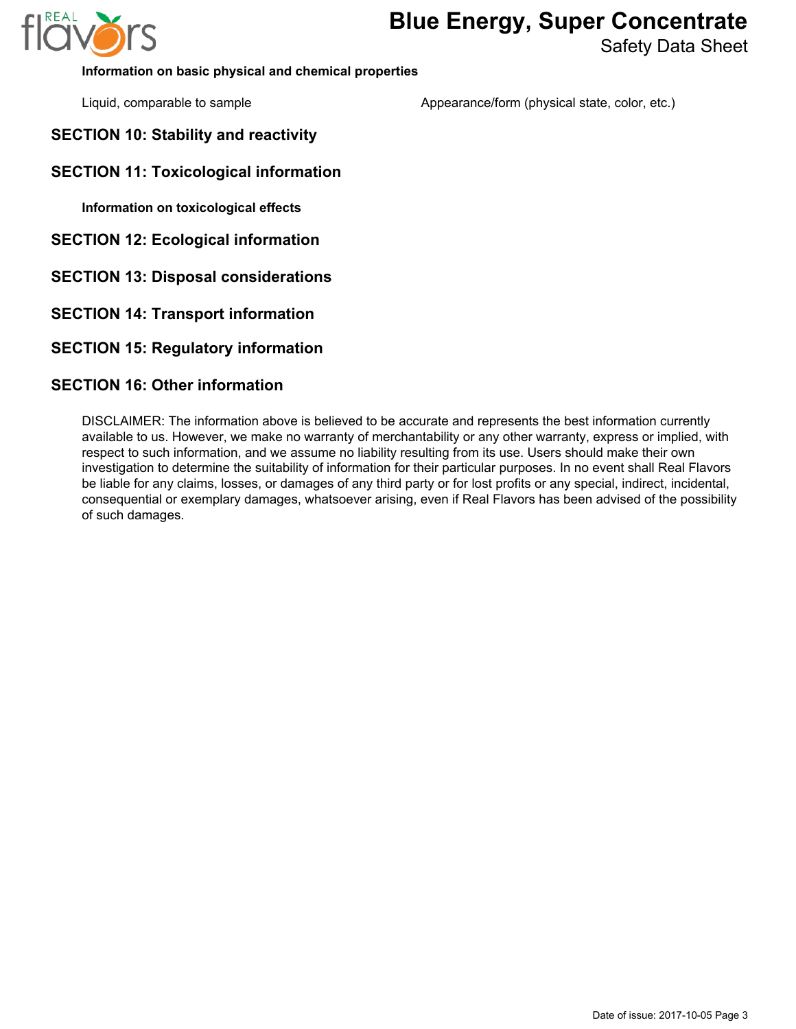**Information on basic physical and chemical properties**

| | |
|---|---|
| Liquid, comparable to sample | Appearance/form (physical state, color, etc.) |

## SECTION 10: Stability and reactivity

## SECTION 11: Toxicological information

**Information on toxicological effects**

## SECTION 12: Ecological information

## SECTION 13: Disposal considerations

## SECTION 14: Transport information

## SECTION 15: Regulatory information

## SECTION 16: Other information

DISCLAIMER: The information above is believed to be accurate and represents the best information currently available to us. However, we make no warranty of merchantability or any other warranty, express or implied, with respect to such information, and we assume no liability resulting from its use. Users should make their own investigation to determine the suitability of information for their particular purposes. In no event shall Real Flavors be liable for any claims, losses, or damages of any third party or for lost profits or any special, indirect, incidental, consequential or exemplary damages, whatsoever arising, even if Real Flavors has been advised of the possibility of such damages.

Date of issue: 2017-10-05